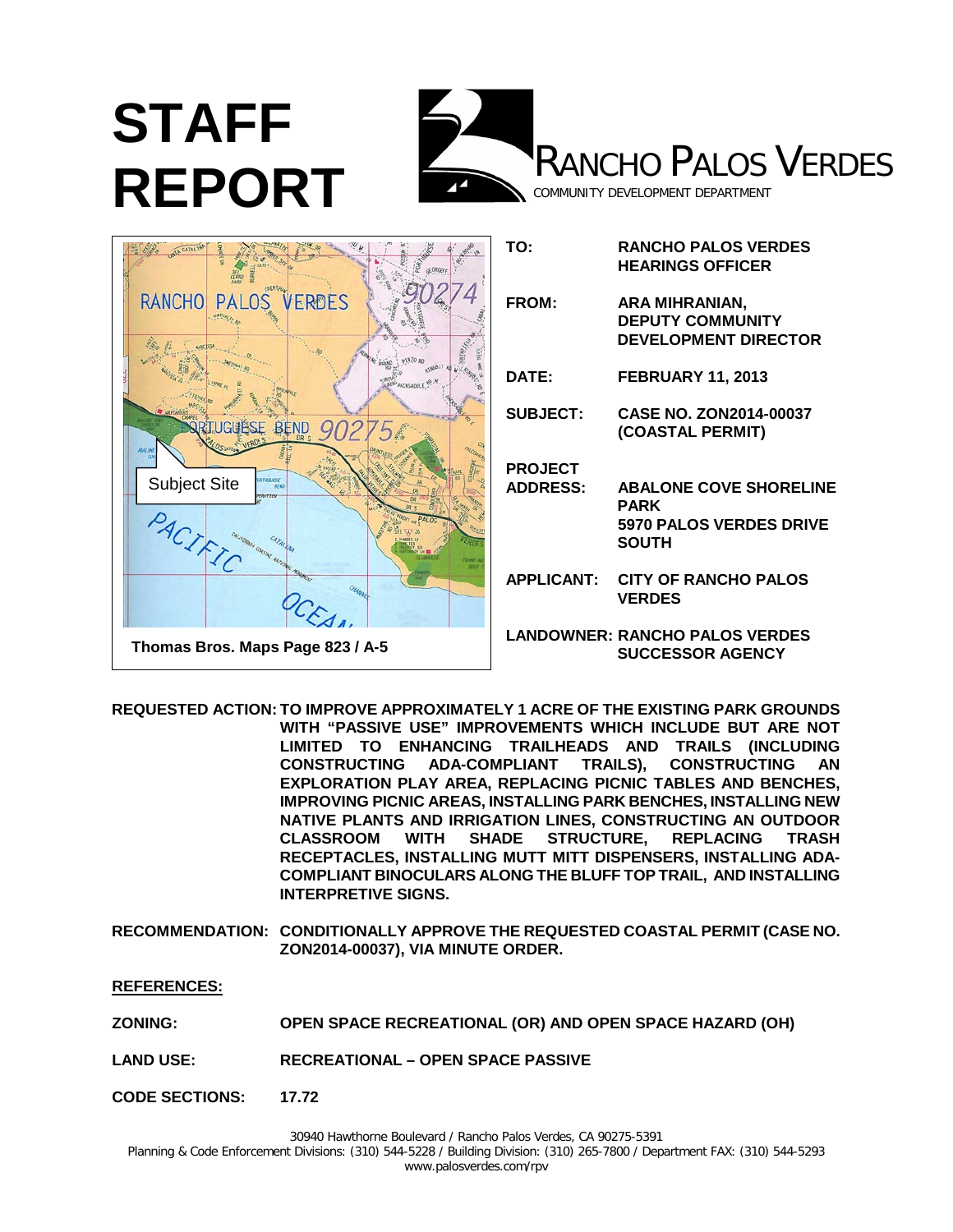# STAFF REPORT

RANCHO PALOS VERDES
COMMUNITY DEVELOPMENT DEPARTMENT

Subject Site

Thomas Bros. Maps Page 823 / A-5

| | |
|---|---|
| **TO:** | **RANCHO PALOS VERDES HEARINGS OFFICER** |
| **FROM:** | **ARA MIHRANIAN, DEPUTY COMMUNITY DEVELOPMENT DIRECTOR** |
| **DATE:** | **FEBRUARY 11, 2013** |
| **SUBJECT:** | **CASE NO. ZON2014-00037 (COASTAL PERMIT)** |
| **PROJECT ADDRESS:** | **ABALONE COVE SHORELINE PARK 5970 PALOS VERDES DRIVE SOUTH** |
| **APPLICANT:** | **CITY OF RANCHO PALOS VERDES** |
| **LANDOWNER:** | **RANCHO PALOS VERDES SUCCESSOR AGENCY** |

**REQUESTED ACTION:** **TO IMPROVE APPROXIMATELY 1 ACRE OF THE EXISTING PARK GROUNDS WITH "PASSIVE USE" IMPROVEMENTS WHICH INCLUDE BUT ARE NOT LIMITED TO ENHANCING TRAILHEADS AND TRAILS (INCLUDING CONSTRUCTING ADA-COMPLIANT TRAILS), CONSTRUCTING AN EXPLORATION PLAY AREA, REPLACING PICNIC TABLES AND BENCHES, IMPROVING PICNIC AREAS, INSTALLING PARK BENCHES, INSTALLING NEW NATIVE PLANTS AND IRRIGATION LINES, CONSTRUCTING AN OUTDOOR CLASSROOM WITH SHADE STRUCTURE, REPLACING TRASH RECEPTACLES, INSTALLING MUTT MITT DISPENSERS, INSTALLING ADA-COMPLIANT BINOCULARS ALONG THE BLUFF TOP TRAIL, AND INSTALLING INTERPRETIVE SIGNS.**

**RECOMMENDATION:** **CONDITIONALLY APPROVE THE REQUESTED COASTAL PERMIT (CASE NO. ZON2014-00037), VIA MINUTE ORDER.**

**REFERENCES:**

**ZONING:** **OPEN SPACE RECREATIONAL (OR) AND OPEN SPACE HAZARD (OH)**

**LAND USE:** **RECREATIONAL – OPEN SPACE PASSIVE**

**CODE SECTIONS:** **17.72**

30940 Hawthorne Boulevard / Rancho Palos Verdes, CA 90275-5391
Planning & Code Enforcement Divisions: (310) 544-5228 / Building Division: (310) 265-7800 / Department FAX: (310) 544-5293
www.palosverdes.com/rpv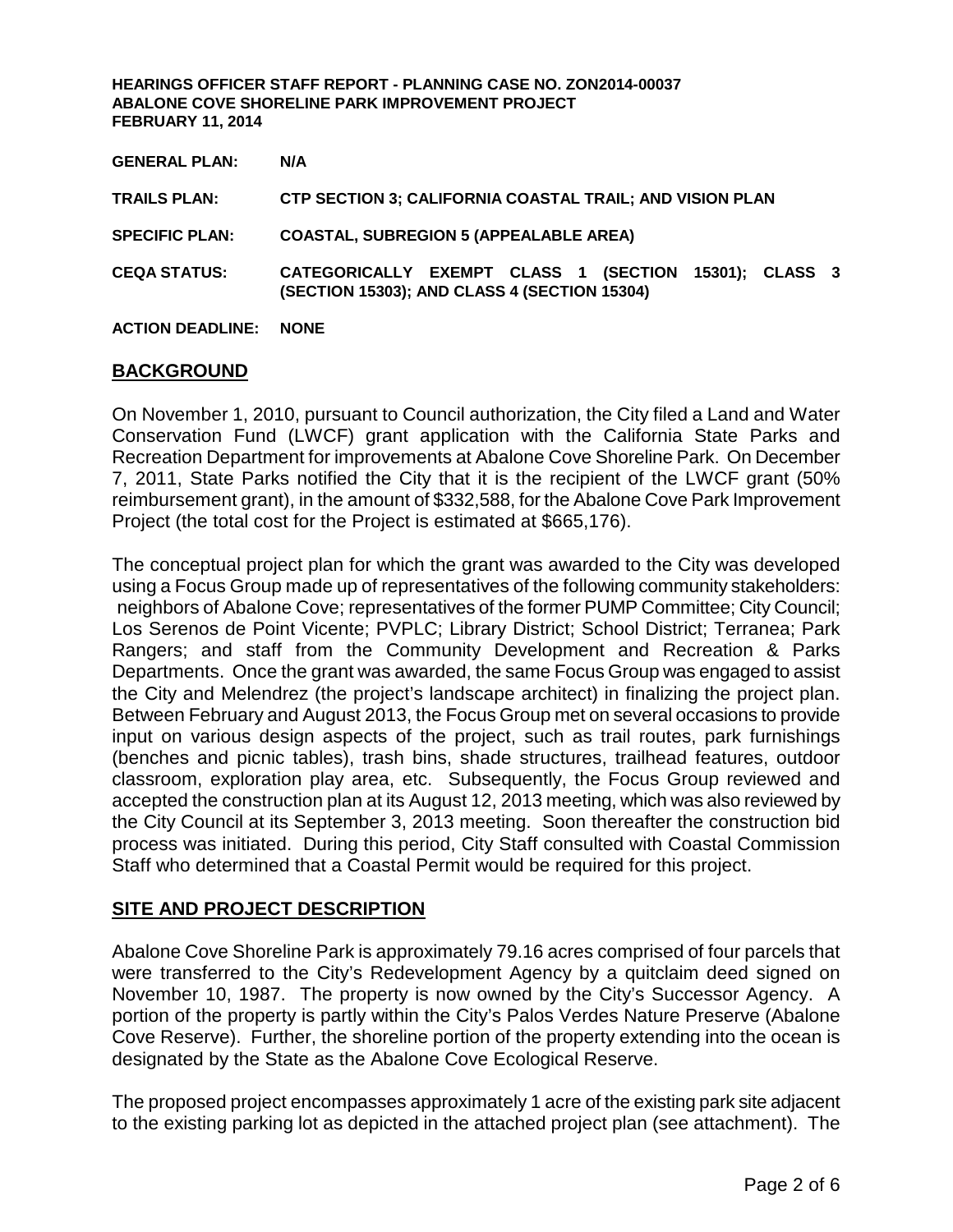**HEARINGS OFFICER STAFF REPORT - PLANNING CASE NO. ZON2014-00037**
**ABALONE COVE SHORELINE PARK IMPROVEMENT PROJECT**
**FEBRUARY 11, 2014**

**GENERAL PLAN:** N/A

**TRAILS PLAN:** CTP SECTION 3; CALIFORNIA COASTAL TRAIL; AND VISION PLAN

**SPECIFIC PLAN:** COASTAL, SUBREGION 5 (APPEALABLE AREA)

**CEQA STATUS:** CATEGORICALLY EXEMPT CLASS 1 (SECTION 15301); CLASS 3 (SECTION 15303); AND CLASS 4 (SECTION 15304)

**ACTION DEADLINE:** NONE

## BACKGROUND

On November 1, 2010, pursuant to Council authorization, the City filed a Land and Water Conservation Fund (LWCF) grant application with the California State Parks and Recreation Department for improvements at Abalone Cove Shoreline Park. On December 7, 2011, State Parks notified the City that it is the recipient of the LWCF grant (50% reimbursement grant), in the amount of $332,588, for the Abalone Cove Park Improvement Project (the total cost for the Project is estimated at $665,176).

The conceptual project plan for which the grant was awarded to the City was developed using a Focus Group made up of representatives of the following community stakeholders: neighbors of Abalone Cove; representatives of the former PUMP Committee; City Council; Los Serenos de Point Vicente; PVPLC; Library District; School District; Terranea; Park Rangers; and staff from the Community Development and Recreation & Parks Departments. Once the grant was awarded, the same Focus Group was engaged to assist the City and Melendrez (the project's landscape architect) in finalizing the project plan. Between February and August 2013, the Focus Group met on several occasions to provide input on various design aspects of the project, such as trail routes, park furnishings (benches and picnic tables), trash bins, shade structures, trailhead features, outdoor classroom, exploration play area, etc. Subsequently, the Focus Group reviewed and accepted the construction plan at its August 12, 2013 meeting, which was also reviewed by the City Council at its September 3, 2013 meeting. Soon thereafter the construction bid process was initiated. During this period, City Staff consulted with Coastal Commission Staff who determined that a Coastal Permit would be required for this project.

## SITE AND PROJECT DESCRIPTION

Abalone Cove Shoreline Park is approximately 79.16 acres comprised of four parcels that were transferred to the City's Redevelopment Agency by a quitclaim deed signed on November 10, 1987. The property is now owned by the City's Successor Agency. A portion of the property is partly within the City's Palos Verdes Nature Preserve (Abalone Cove Reserve). Further, the shoreline portion of the property extending into the ocean is designated by the State as the Abalone Cove Ecological Reserve.

The proposed project encompasses approximately 1 acre of the existing park site adjacent to the existing parking lot as depicted in the attached project plan (see attachment). The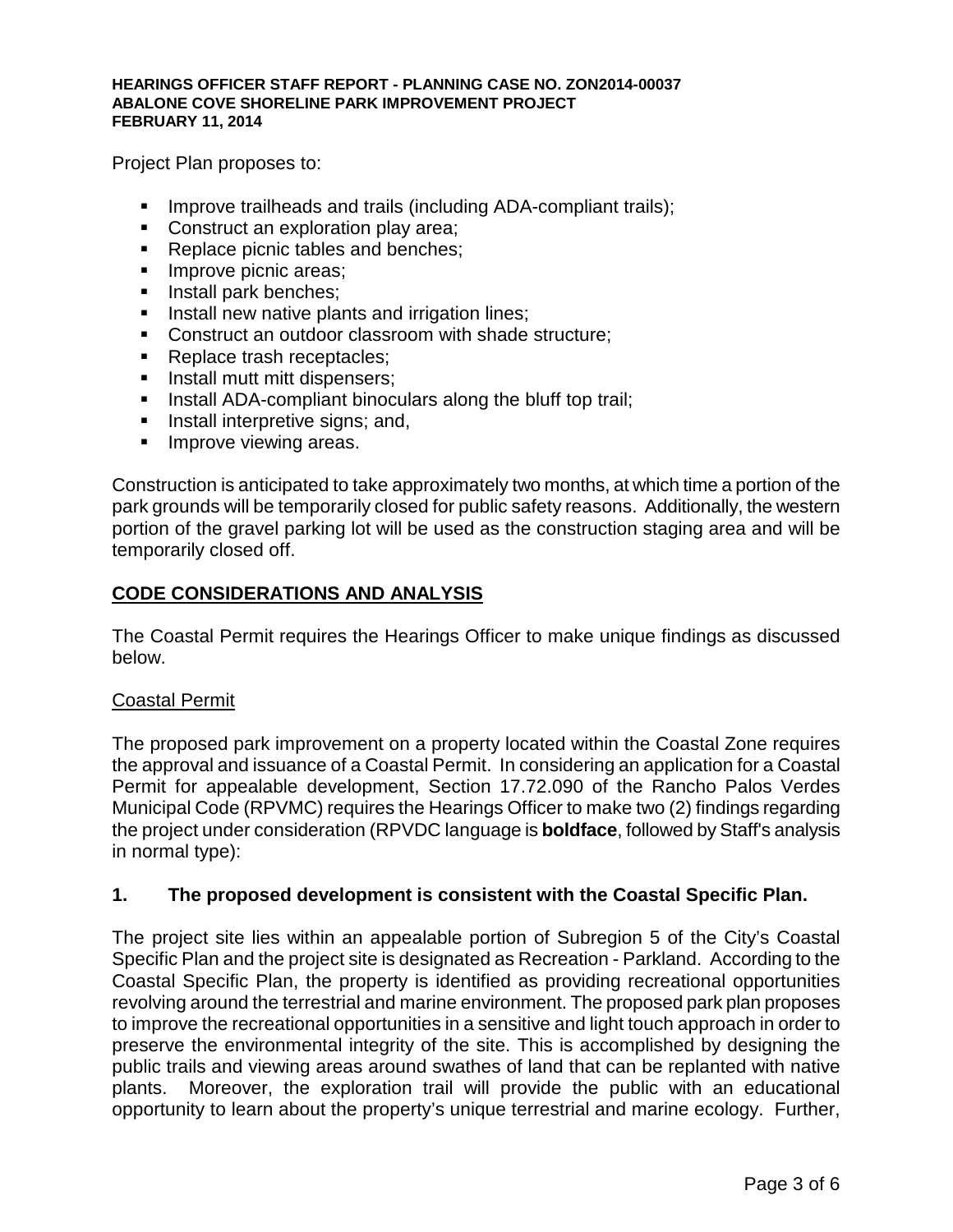Project Plan proposes to:

- Improve trailheads and trails (including ADA-compliant trails);
- Construct an exploration play area;
- Replace picnic tables and benches;
- Improve picnic areas;
- Install park benches;
- Install new native plants and irrigation lines;
- Construct an outdoor classroom with shade structure;
- Replace trash receptacles;
- Install mutt mitt dispensers;
- Install ADA-compliant binoculars along the bluff top trail;
- Install interpretive signs; and,
- Improve viewing areas.

Construction is anticipated to take approximately two months, at which time a portion of the park grounds will be temporarily closed for public safety reasons. Additionally, the western portion of the gravel parking lot will be used as the construction staging area and will be temporarily closed off.

## CODE CONSIDERATIONS AND ANALYSIS

The Coastal Permit requires the Hearings Officer to make unique findings as discussed below.

### Coastal Permit

The proposed park improvement on a property located within the Coastal Zone requires the approval and issuance of a Coastal Permit. In considering an application for a Coastal Permit for appealable development, Section 17.72.090 of the Rancho Palos Verdes Municipal Code (RPVMC) requires the Hearings Officer to make two (2) findings regarding the project under consideration (RPVDC language is **boldface**, followed by Staff's analysis in normal type):

### 1. The proposed development is consistent with the Coastal Specific Plan.

The project site lies within an appealable portion of Subregion 5 of the City's Coastal Specific Plan and the project site is designated as Recreation - Parkland. According to the Coastal Specific Plan, the property is identified as providing recreational opportunities revolving around the terrestrial and marine environment. The proposed park plan proposes to improve the recreational opportunities in a sensitive and light touch approach in order to preserve the environmental integrity of the site. This is accomplished by designing the public trails and viewing areas around swathes of land that can be replanted with native plants. Moreover, the exploration trail will provide the public with an educational opportunity to learn about the property's unique terrestrial and marine ecology. Further,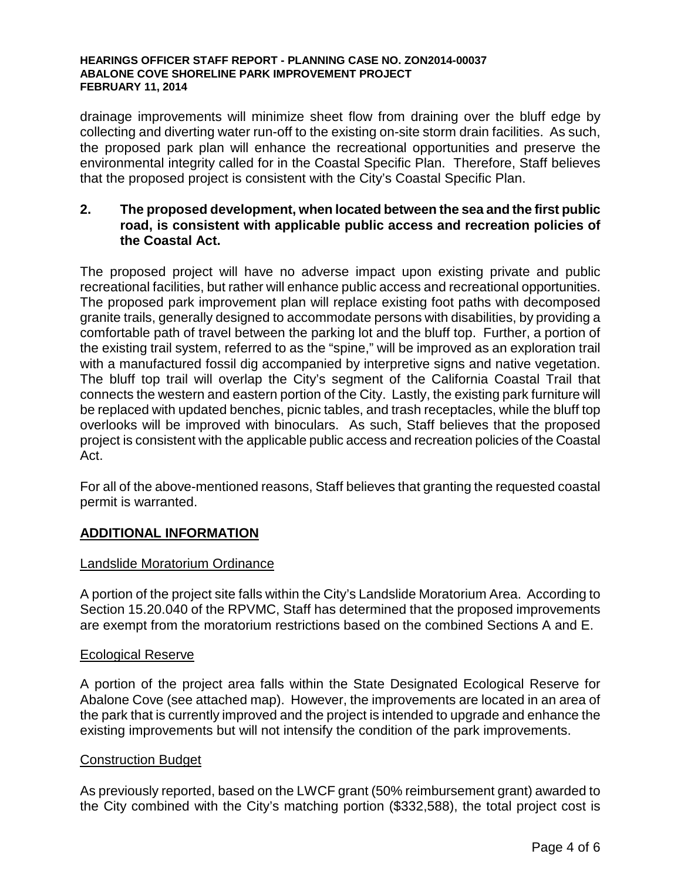drainage improvements will minimize sheet flow from draining over the bluff edge by collecting and diverting water run-off to the existing on-site storm drain facilities. As such, the proposed park plan will enhance the recreational opportunities and preserve the environmental integrity called for in the Coastal Specific Plan. Therefore, Staff believes that the proposed project is consistent with the City's Coastal Specific Plan.

**2. The proposed development, when located between the sea and the first public road, is consistent with applicable public access and recreation policies of the Coastal Act.**

The proposed project will have no adverse impact upon existing private and public recreational facilities, but rather will enhance public access and recreational opportunities. The proposed park improvement plan will replace existing foot paths with decomposed granite trails, generally designed to accommodate persons with disabilities, by providing a comfortable path of travel between the parking lot and the bluff top. Further, a portion of the existing trail system, referred to as the "spine," will be improved as an exploration trail with a manufactured fossil dig accompanied by interpretive signs and native vegetation. The bluff top trail will overlap the City's segment of the California Coastal Trail that connects the western and eastern portion of the City. Lastly, the existing park furniture will be replaced with updated benches, picnic tables, and trash receptacles, while the bluff top overlooks will be improved with binoculars. As such, Staff believes that the proposed project is consistent with the applicable public access and recreation policies of the Coastal Act.

For all of the above-mentioned reasons, Staff believes that granting the requested coastal permit is warranted.

## ADDITIONAL INFORMATION

### Landslide Moratorium Ordinance

A portion of the project site falls within the City's Landslide Moratorium Area. According to Section 15.20.040 of the RPVMC, Staff has determined that the proposed improvements are exempt from the moratorium restrictions based on the combined Sections A and E.

### Ecological Reserve

A portion of the project area falls within the State Designated Ecological Reserve for Abalone Cove (see attached map). However, the improvements are located in an area of the park that is currently improved and the project is intended to upgrade and enhance the existing improvements but will not intensify the condition of the park improvements.

### Construction Budget

As previously reported, based on the LWCF grant (50% reimbursement grant) awarded to the City combined with the City's matching portion ($332,588), the total project cost is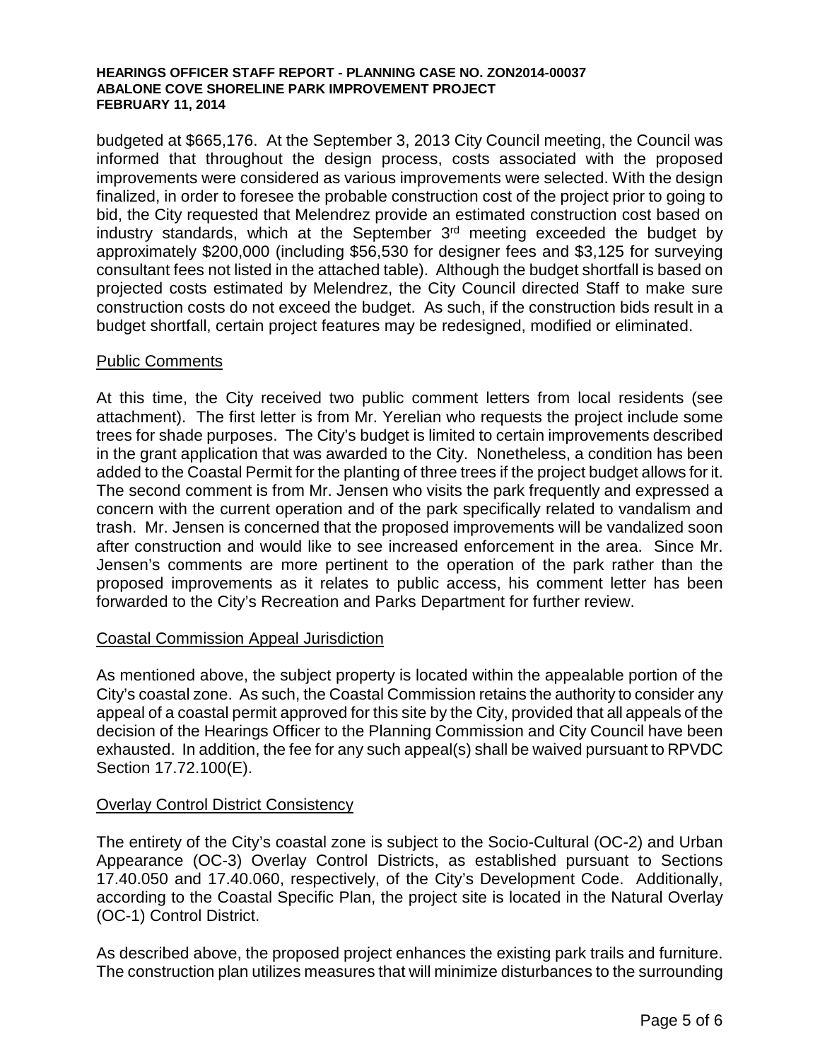budgeted at $665,176. At the September 3, 2013 City Council meeting, the Council was informed that throughout the design process, costs associated with the proposed improvements were considered as various improvements were selected. With the design finalized, in order to foresee the probable construction cost of the project prior to going to bid, the City requested that Melendrez provide an estimated construction cost based on industry standards, which at the September 3rd meeting exceeded the budget by approximately $200,000 (including $56,530 for designer fees and $3,125 for surveying consultant fees not listed in the attached table). Although the budget shortfall is based on projected costs estimated by Melendrez, the City Council directed Staff to make sure construction costs do not exceed the budget. As such, if the construction bids result in a budget shortfall, certain project features may be redesigned, modified or eliminated.

## Public Comments

At this time, the City received two public comment letters from local residents (see attachment). The first letter is from Mr. Yerelian who requests the project include some trees for shade purposes. The City's budget is limited to certain improvements described in the grant application that was awarded to the City. Nonetheless, a condition has been added to the Coastal Permit for the planting of three trees if the project budget allows for it. The second comment is from Mr. Jensen who visits the park frequently and expressed a concern with the current operation and of the park specifically related to vandalism and trash. Mr. Jensen is concerned that the proposed improvements will be vandalized soon after construction and would like to see increased enforcement in the area. Since Mr. Jensen's comments are more pertinent to the operation of the park rather than the proposed improvements as it relates to public access, his comment letter has been forwarded to the City's Recreation and Parks Department for further review.

## Coastal Commission Appeal Jurisdiction

As mentioned above, the subject property is located within the appealable portion of the City's coastal zone. As such, the Coastal Commission retains the authority to consider any appeal of a coastal permit approved for this site by the City, provided that all appeals of the decision of the Hearings Officer to the Planning Commission and City Council have been exhausted. In addition, the fee for any such appeal(s) shall be waived pursuant to RPVDC Section 17.72.100(E).

## Overlay Control District Consistency

The entirety of the City's coastal zone is subject to the Socio-Cultural (OC-2) and Urban Appearance (OC-3) Overlay Control Districts, as established pursuant to Sections 17.40.050 and 17.40.060, respectively, of the City's Development Code. Additionally, according to the Coastal Specific Plan, the project site is located in the Natural Overlay (OC-1) Control District.

As described above, the proposed project enhances the existing park trails and furniture. The construction plan utilizes measures that will minimize disturbances to the surrounding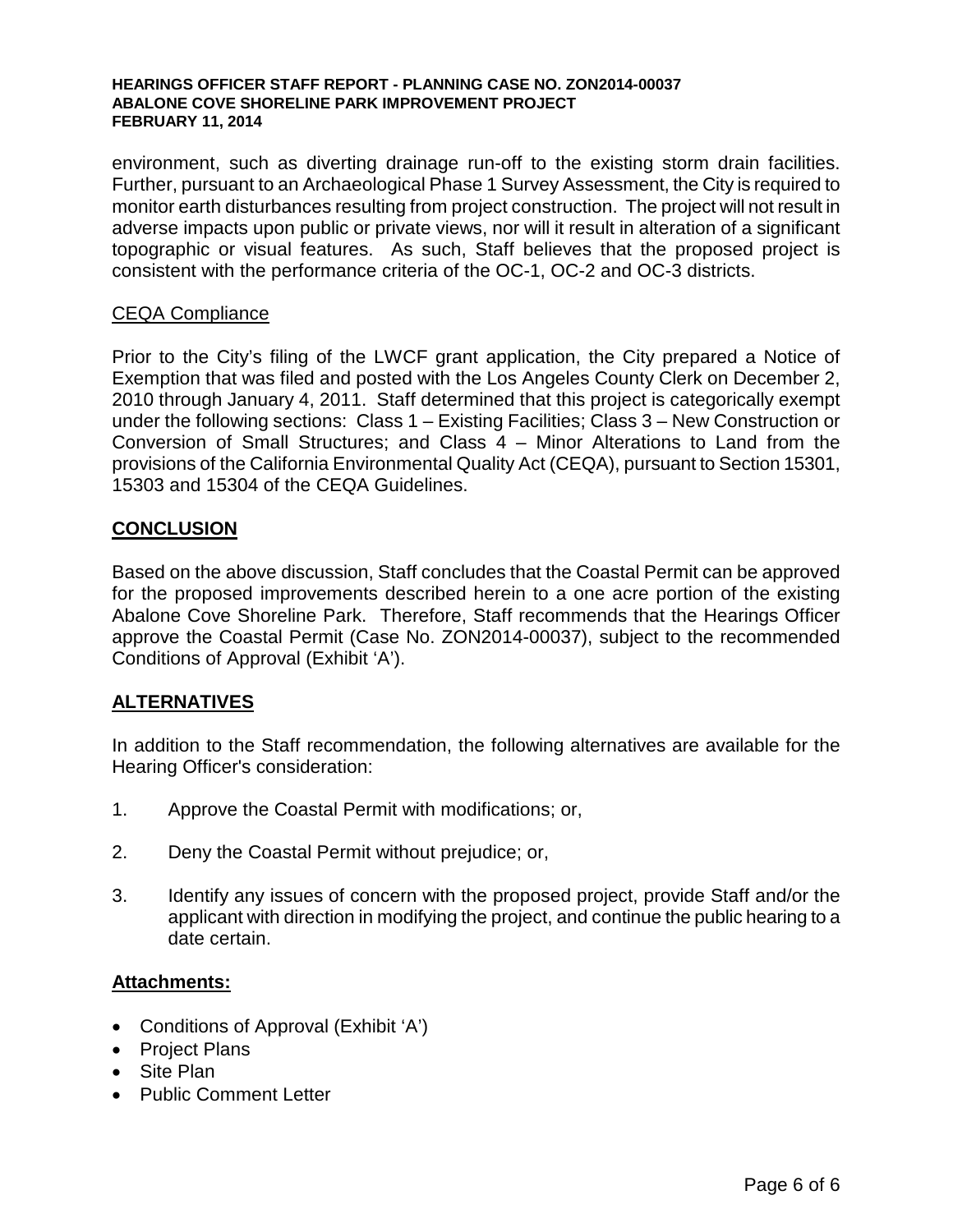environment, such as diverting drainage run-off to the existing storm drain facilities. Further, pursuant to an Archaeological Phase 1 Survey Assessment, the City is required to monitor earth disturbances resulting from project construction. The project will not result in adverse impacts upon public or private views, nor will it result in alteration of a significant topographic or visual features. As such, Staff believes that the proposed project is consistent with the performance criteria of the OC-1, OC-2 and OC-3 districts.

CEQA Compliance

Prior to the City's filing of the LWCF grant application, the City prepared a Notice of Exemption that was filed and posted with the Los Angeles County Clerk on December 2, 2010 through January 4, 2011. Staff determined that this project is categorically exempt under the following sections: Class 1 – Existing Facilities; Class 3 – New Construction or Conversion of Small Structures; and Class 4 – Minor Alterations to Land from the provisions of the California Environmental Quality Act (CEQA), pursuant to Section 15301, 15303 and 15304 of the CEQA Guidelines.

## CONCLUSION

Based on the above discussion, Staff concludes that the Coastal Permit can be approved for the proposed improvements described herein to a one acre portion of the existing Abalone Cove Shoreline Park. Therefore, Staff recommends that the Hearings Officer approve the Coastal Permit (Case No. ZON2014-00037), subject to the recommended Conditions of Approval (Exhibit 'A').

## ALTERNATIVES

In addition to the Staff recommendation, the following alternatives are available for the Hearing Officer's consideration:

1. Approve the Coastal Permit with modifications; or,
2. Deny the Coastal Permit without prejudice; or,
3. Identify any issues of concern with the proposed project, provide Staff and/or the applicant with direction in modifying the project, and continue the public hearing to a date certain.

**Attachments:**

- Conditions of Approval (Exhibit 'A')
- Project Plans
- Site Plan
- Public Comment Letter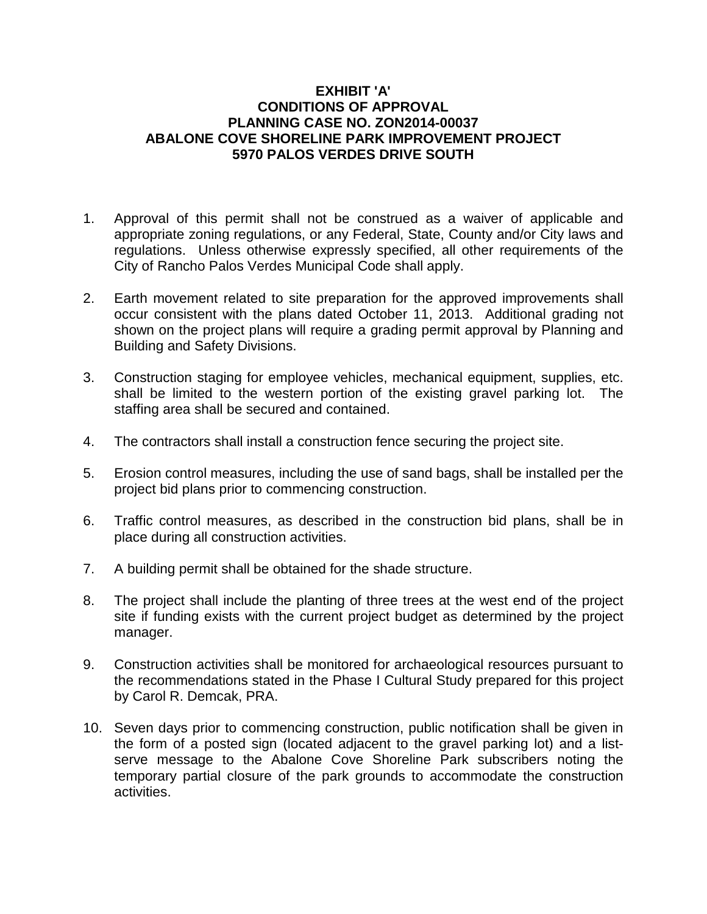**EXHIBIT 'A'**
**CONDITIONS OF APPROVAL**
**PLANNING CASE NO. ZON2014-00037**
**ABALONE COVE SHORELINE PARK IMPROVEMENT PROJECT**
**5970 PALOS VERDES DRIVE SOUTH**

1. Approval of this permit shall not be construed as a waiver of applicable and appropriate zoning regulations, or any Federal, State, County and/or City laws and regulations. Unless otherwise expressly specified, all other requirements of the City of Rancho Palos Verdes Municipal Code shall apply.

2. Earth movement related to site preparation for the approved improvements shall occur consistent with the plans dated October 11, 2013. Additional grading not shown on the project plans will require a grading permit approval by Planning and Building and Safety Divisions.

3. Construction staging for employee vehicles, mechanical equipment, supplies, etc. shall be limited to the western portion of the existing gravel parking lot. The staffing area shall be secured and contained.

4. The contractors shall install a construction fence securing the project site.

5. Erosion control measures, including the use of sand bags, shall be installed per the project bid plans prior to commencing construction.

6. Traffic control measures, as described in the construction bid plans, shall be in place during all construction activities.

7. A building permit shall be obtained for the shade structure.

8. The project shall include the planting of three trees at the west end of the project site if funding exists with the current project budget as determined by the project manager.

9. Construction activities shall be monitored for archaeological resources pursuant to the recommendations stated in the Phase I Cultural Study prepared for this project by Carol R. Demcak, PRA.

10. Seven days prior to commencing construction, public notification shall be given in the form of a posted sign (located adjacent to the gravel parking lot) and a list-serve message to the Abalone Cove Shoreline Park subscribers noting the temporary partial closure of the park grounds to accommodate the construction activities.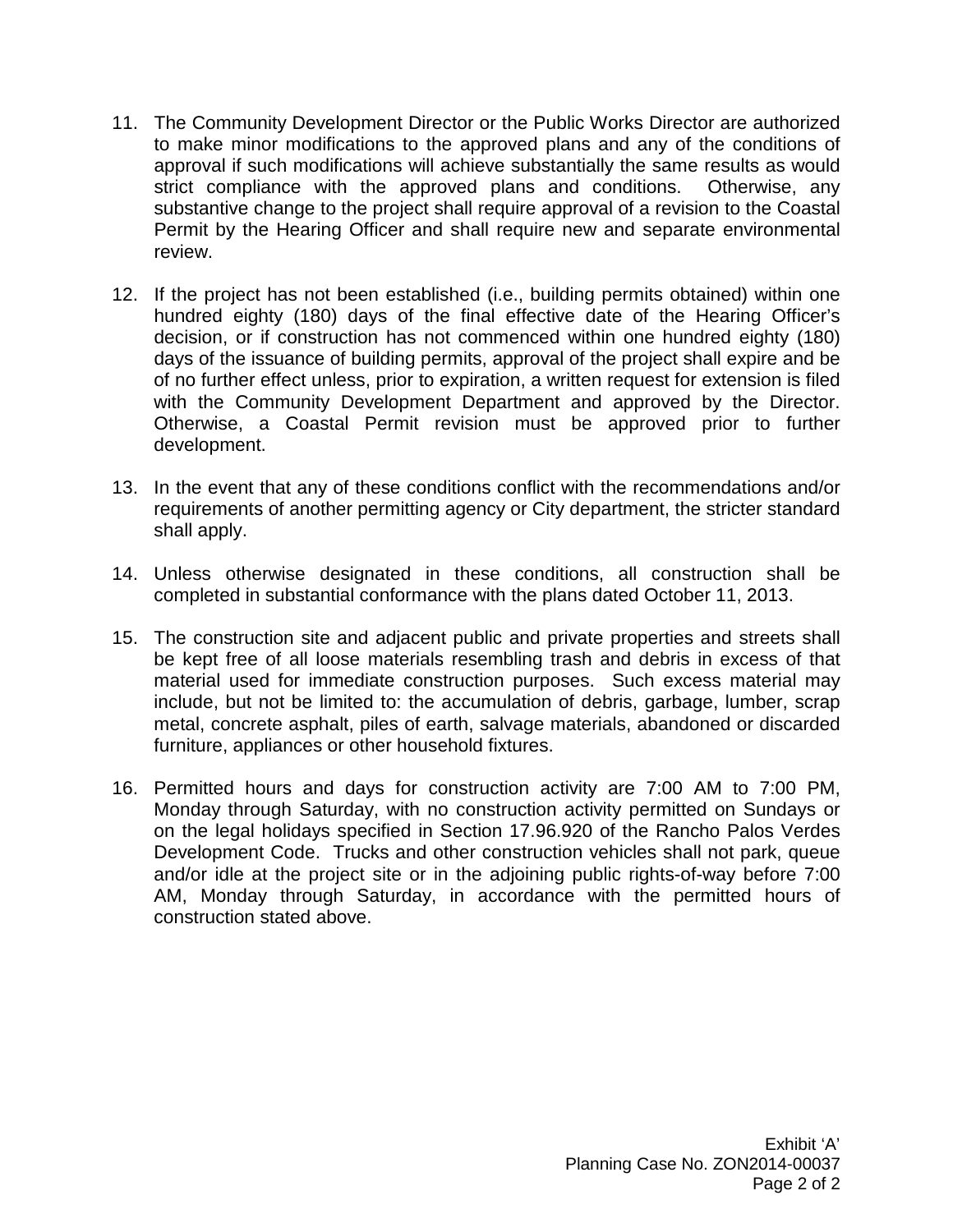11. The Community Development Director or the Public Works Director are authorized to make minor modifications to the approved plans and any of the conditions of approval if such modifications will achieve substantially the same results as would strict compliance with the approved plans and conditions. Otherwise, any substantive change to the project shall require approval of a revision to the Coastal Permit by the Hearing Officer and shall require new and separate environmental review.

12. If the project has not been established (i.e., building permits obtained) within one hundred eighty (180) days of the final effective date of the Hearing Officer's decision, or if construction has not commenced within one hundred eighty (180) days of the issuance of building permits, approval of the project shall expire and be of no further effect unless, prior to expiration, a written request for extension is filed with the Community Development Department and approved by the Director. Otherwise, a Coastal Permit revision must be approved prior to further development.

13. In the event that any of these conditions conflict with the recommendations and/or requirements of another permitting agency or City department, the stricter standard shall apply.

14. Unless otherwise designated in these conditions, all construction shall be completed in substantial conformance with the plans dated October 11, 2013.

15. The construction site and adjacent public and private properties and streets shall be kept free of all loose materials resembling trash and debris in excess of that material used for immediate construction purposes. Such excess material may include, but not be limited to: the accumulation of debris, garbage, lumber, scrap metal, concrete asphalt, piles of earth, salvage materials, abandoned or discarded furniture, appliances or other household fixtures.

16. Permitted hours and days for construction activity are 7:00 AM to 7:00 PM, Monday through Saturday, with no construction activity permitted on Sundays or on the legal holidays specified in Section 17.96.920 of the Rancho Palos Verdes Development Code. Trucks and other construction vehicles shall not park, queue and/or idle at the project site or in the adjoining public rights-of-way before 7:00 AM, Monday through Saturday, in accordance with the permitted hours of construction stated above.

Exhibit 'A'
Planning Case No. ZON2014-00037